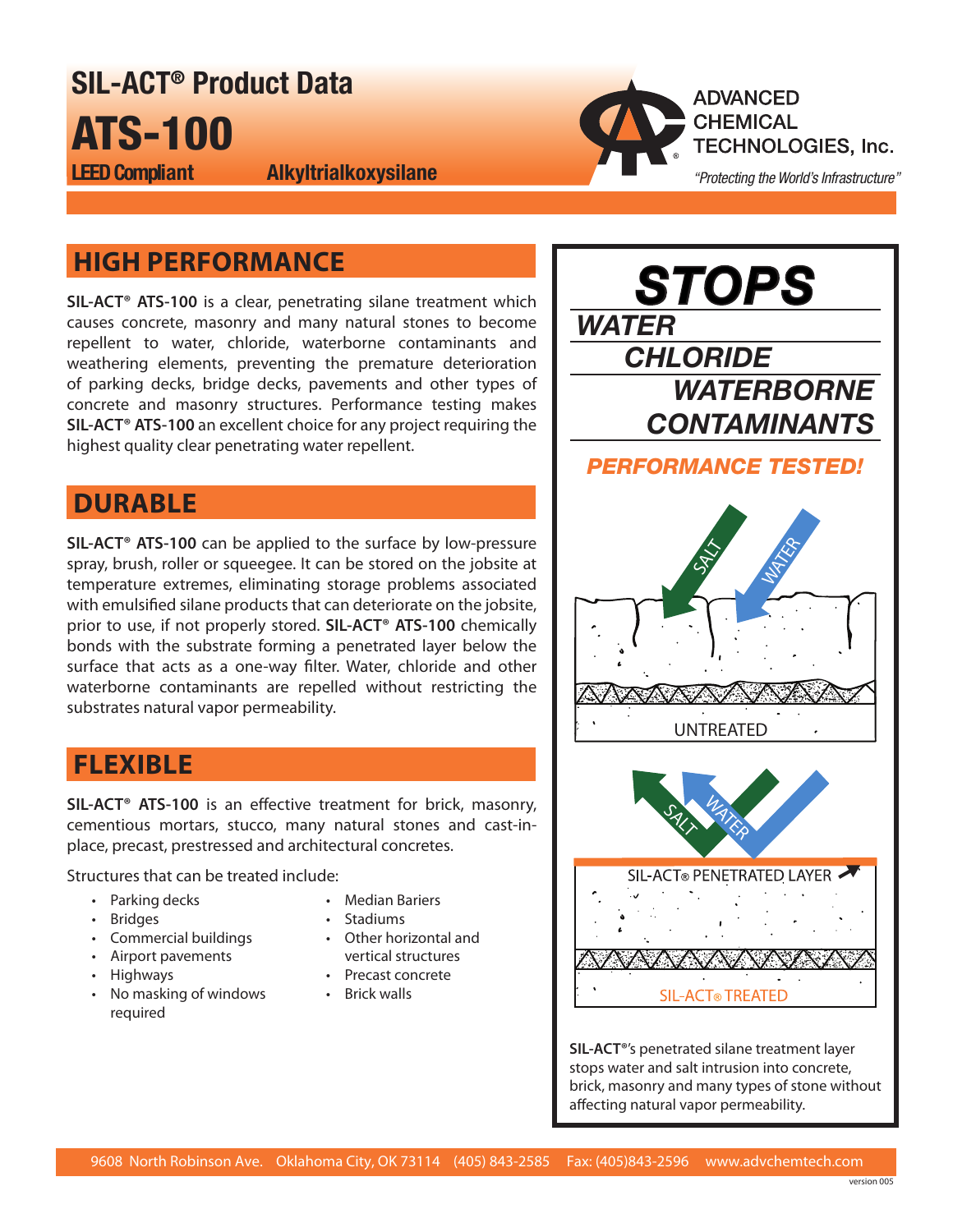# SIL-ACT® Product Data

# ATS-100

**LEED Compliant** **Alkyltrialkoxysilane**

ADVANCED CHEMICAL TECHNOLOGIES, Inc.

*"Protecting the World's Infrastructure"*

## HIGH PERFORMANCE

**SIL-ACT® ATS-100** is a clear, penetrating silane treatment which causes concrete, masonry and many natural stones to become repellent to water, chloride, waterborne contaminants and weathering elements, preventing the premature deterioration of parking decks, bridge decks, pavements and other types of concrete and masonry structures. Performance testing makes **SIL-ACT® ATS-100** an excellent choice for any project requiring the highest quality clear penetrating water repellent.

## DURABLE

**SIL-ACT® ATS-100** can be applied to the surface by low-pressure spray, brush, roller or squeegee. It can be stored on the jobsite at temperature extremes, eliminating storage problems associated with emulsified silane products that can deteriorate on the jobsite, prior to use, if not properly stored. **SIL-ACT® ATS-100** chemically bonds with the substrate forming a penetrated layer below the surface that acts as a one-way filter. Water, chloride and other waterborne contaminants are repelled without restricting the substrates natural vapor permeability.

## FLEXIBLE

**SIL-ACT® ATS-100** is an effective treatment for brick, masonry, cementious mortars, stucco, many natural stones and cast-in-place, precast, prestressed and architectural concretes.

Structures that can be treated include:

- Parking decks
- Bridges
- Commercial buildings
- Airport pavements
- Highways
- No masking of windows required
- Median Bariers
- Stadiums
- Other horizontal and vertical structures
- Precast concrete
- Brick walls

**STOPS**

***WATER***

***CHLORIDE***

***WATERBORNE CONTAMINANTS***

***PERFORMANCE TESTED!***

SALT WATER

UNTREATED

SALT WATER

SIL-ACT® PENETRATED LAYER

SIL-ACT® TREATED

**SIL-ACT®**'s penetrated silane treatment layer stops water and salt intrusion into concrete, brick, masonry and many types of stone without affecting natural vapor permeability.

9608 North Robinson Ave. Oklahoma City, OK 73114 (405) 843-2585 Fax: (405)843-2596 www.advchemtech.com

version 005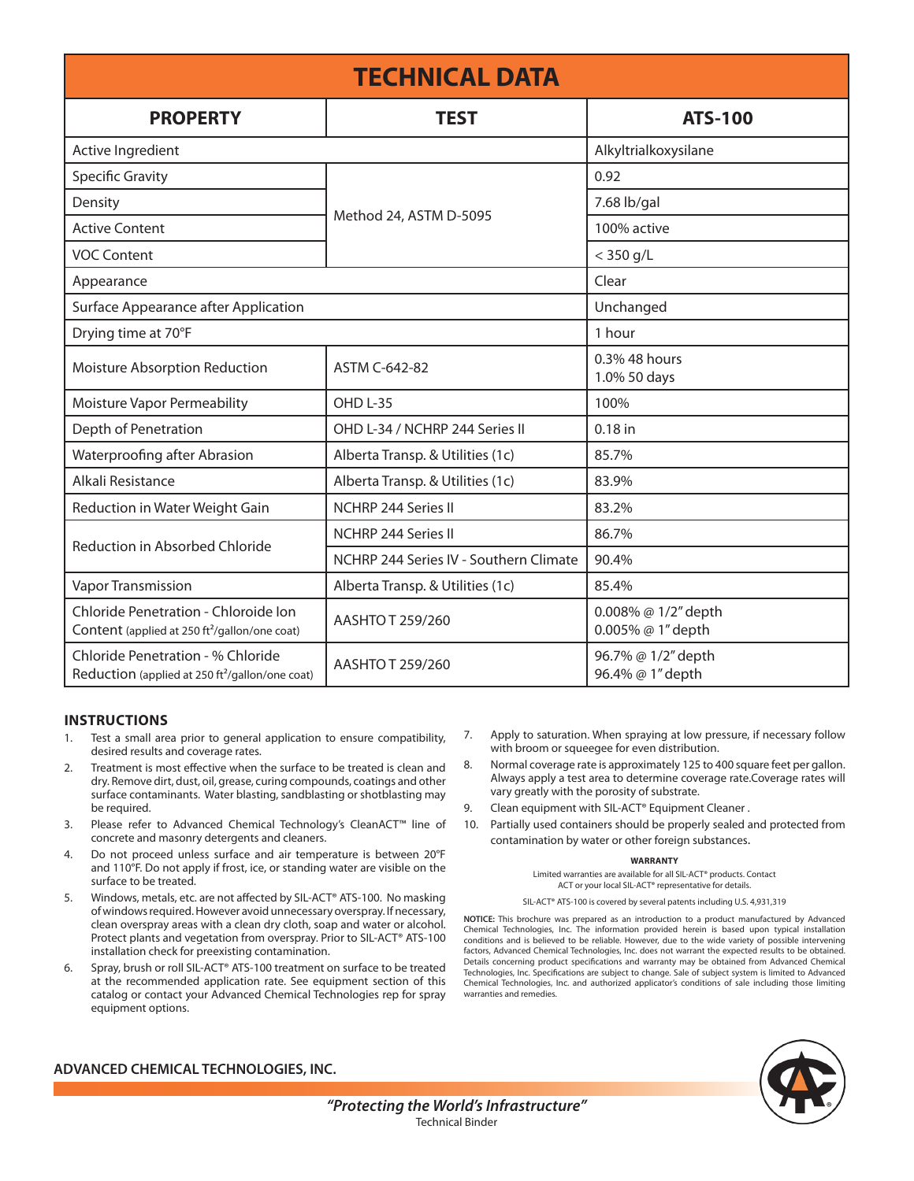# TECHNICAL DATA

| PROPERTY | TEST | ATS-100 |
|---|---|---|
| Active Ingredient | | Alkyltrialkoxysilane |
| Specific Gravity | Method 24, ASTM D-5095 | 0.92 |
| Density | | 7.68 lb/gal |
| Active Content | | 100% active |
| VOC Content | | < 350 g/L |
| Appearance | | Clear |
| Surface Appearance after Application | | Unchanged |
| Drying time at 70°F | | 1 hour |
| Moisture Absorption Reduction | ASTM C-642-82 | 0.3% 48 hours<br>1.0% 50 days |
| Moisture Vapor Permeability | OHD L-35 | 100% |
| Depth of Penetration | OHD L-34 / NCHRP 244 Series II | 0.18 in |
| Waterproofing after Abrasion | Alberta Transp. & Utilities (1c) | 85.7% |
| Alkali Resistance | Alberta Transp. & Utilities (1c) | 83.9% |
| Reduction in Water Weight Gain | NCHRP 244 Series II | 83.2% |
| Reduction in Absorbed Chloride | NCHRP 244 Series II | 86.7% |
| | NCHRP 244 Series IV - Southern Climate | 90.4% |
| Vapor Transmission | Alberta Transp. & Utilities (1c) | 85.4% |
| Chloride Penetration - Chloroide Ion Content (applied at 250 ft²/gallon/one coat) | AASHTO T 259/260 | 0.008% @ 1/2" depth<br>0.005% @ 1" depth |
| Chloride Penetration - % Chloride Reduction (applied at 250 ft²/gallon/one coat) | AASHTO T 259/260 | 96.7% @ 1/2" depth<br>96.4% @ 1" depth |

## INSTRUCTIONS

1. Test a small area prior to general application to ensure compatibility, desired results and coverage rates.
2. Treatment is most effective when the surface to be treated is clean and dry. Remove dirt, dust, oil, grease, curing compounds, coatings and other surface contaminants. Water blasting, sandblasting or shotblasting may be required.
3. Please refer to Advanced Chemical Technology's CleanACT™ line of concrete and masonry detergents and cleaners.
4. Do not proceed unless surface and air temperature is between 20°F and 110°F. Do not apply if frost, ice, or standing water are visible on the surface to be treated.
5. Windows, metals, etc. are not affected by SIL-ACT® ATS-100. No masking of windows required. However avoid unnecessary overspray. If necessary, clean overspray areas with a clean dry cloth, soap and water or alcohol. Protect plants and vegetation from overspray. Prior to SIL-ACT® ATS-100 installation check for preexisting contamination.
6. Spray, brush or roll SIL-ACT® ATS-100 treatment on surface to be treated at the recommended application rate. See equipment section of this catalog or contact your Advanced Chemical Technologies rep for spray equipment options.
7. Apply to saturation. When spraying at low pressure, if necessary follow with broom or squeegee for even distribution.
8. Normal coverage rate is approximately 125 to 400 square feet per gallon. Always apply a test area to determine coverage rate.Coverage rates will vary greatly with the porosity of substrate.
9. Clean equipment with SIL-ACT® Equipment Cleaner .
10. Partially used containers should be properly sealed and protected from contamination by water or other foreign substances.

**WARRANTY**

Limited warranties are available for all SIL-ACT® products. Contact ACT or your local SIL-ACT® representative for details.

SIL-ACT® ATS-100 is covered by several patents including U.S. 4,931,319

**NOTICE:** This brochure was prepared as an introduction to a product manufactured by Advanced Chemical Technologies, Inc. The information provided herein is based upon typical installation conditions and is believed to be reliable. However, due to the wide variety of possible intervening factors, Advanced Chemical Technologies, Inc. does not warrant the expected results to be obtained. Details concerning product specifications and warranty may be obtained from Advanced Chemical Technologies, Inc. Specifications are subject to change. Sale of subject system is limited to Advanced Chemical Technologies, Inc. and authorized applicator's conditions of sale including those limiting warranties and remedies.

**ADVANCED CHEMICAL TECHNOLOGIES, INC.**

*"Protecting the World's Infrastructure"*

Technical Binder